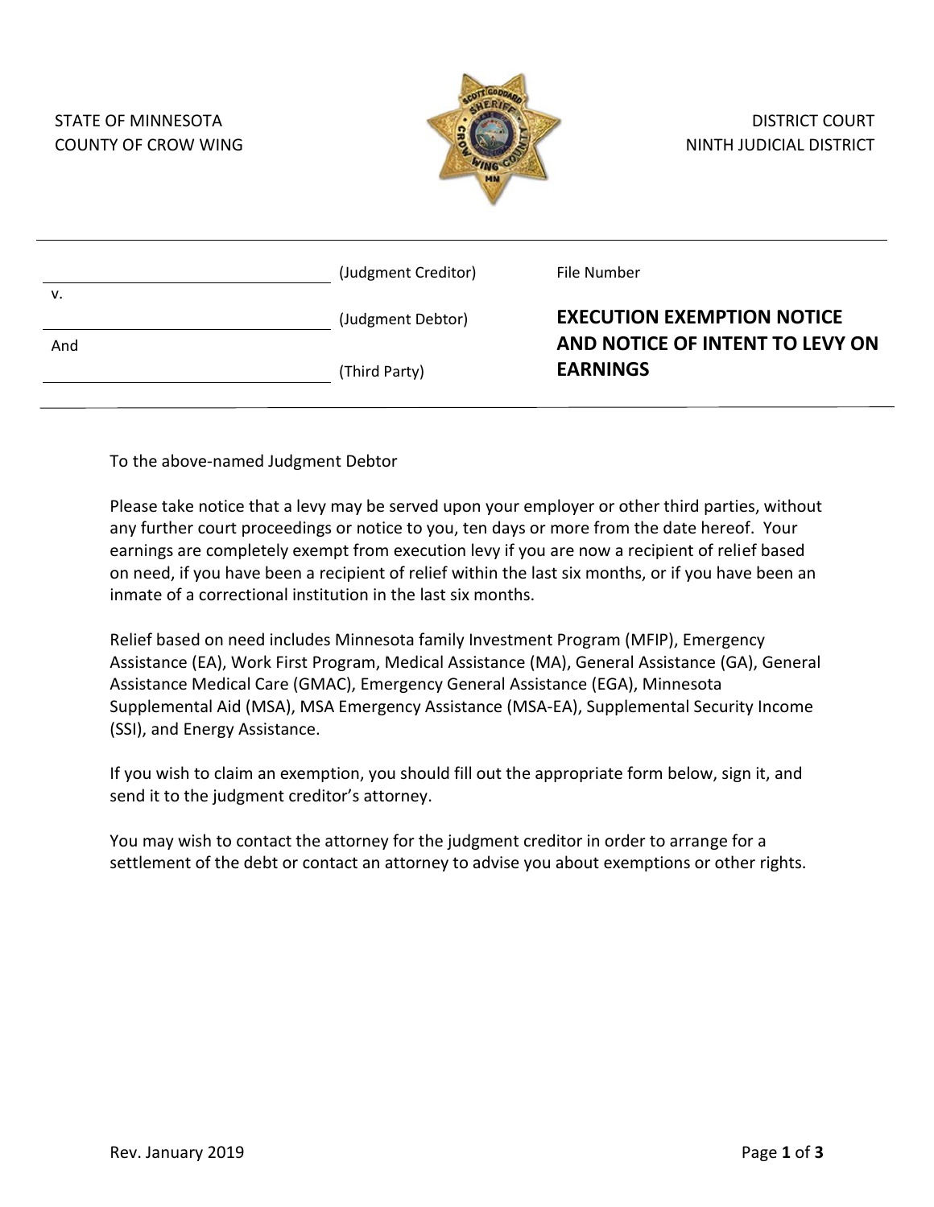STATE OF MINNESOTA
COUNTY OF CROW WING

DISTRICT COURT
NINTH JUDICIAL DISTRICT

| | | |
|---|---|---|
| ______________________ | (Judgment Creditor) | File Number |
| v. | | |
| ______________________ | (Judgment Debtor) | **EXECUTION EXEMPTION NOTICE AND NOTICE OF INTENT TO LEVY ON EARNINGS** |
| And | | |
| ______________________ | (Third Party) | |

To the above-named Judgment Debtor

Please take notice that a levy may be served upon your employer or other third parties, without any further court proceedings or notice to you, ten days or more from the date hereof. Your earnings are completely exempt from execution levy if you are now a recipient of relief based on need, if you have been a recipient of relief within the last six months, or if you have been an inmate of a correctional institution in the last six months.

Relief based on need includes Minnesota family Investment Program (MFIP), Emergency Assistance (EA), Work First Program, Medical Assistance (MA), General Assistance (GA), General Assistance Medical Care (GMAC), Emergency General Assistance (EGA), Minnesota Supplemental Aid (MSA), MSA Emergency Assistance (MSA-EA), Supplemental Security Income (SSI), and Energy Assistance.

If you wish to claim an exemption, you should fill out the appropriate form below, sign it, and send it to the judgment creditor's attorney.

You may wish to contact the attorney for the judgment creditor in order to arrange for a settlement of the debt or contact an attorney to advise you about exemptions or other rights.

Rev. January 2019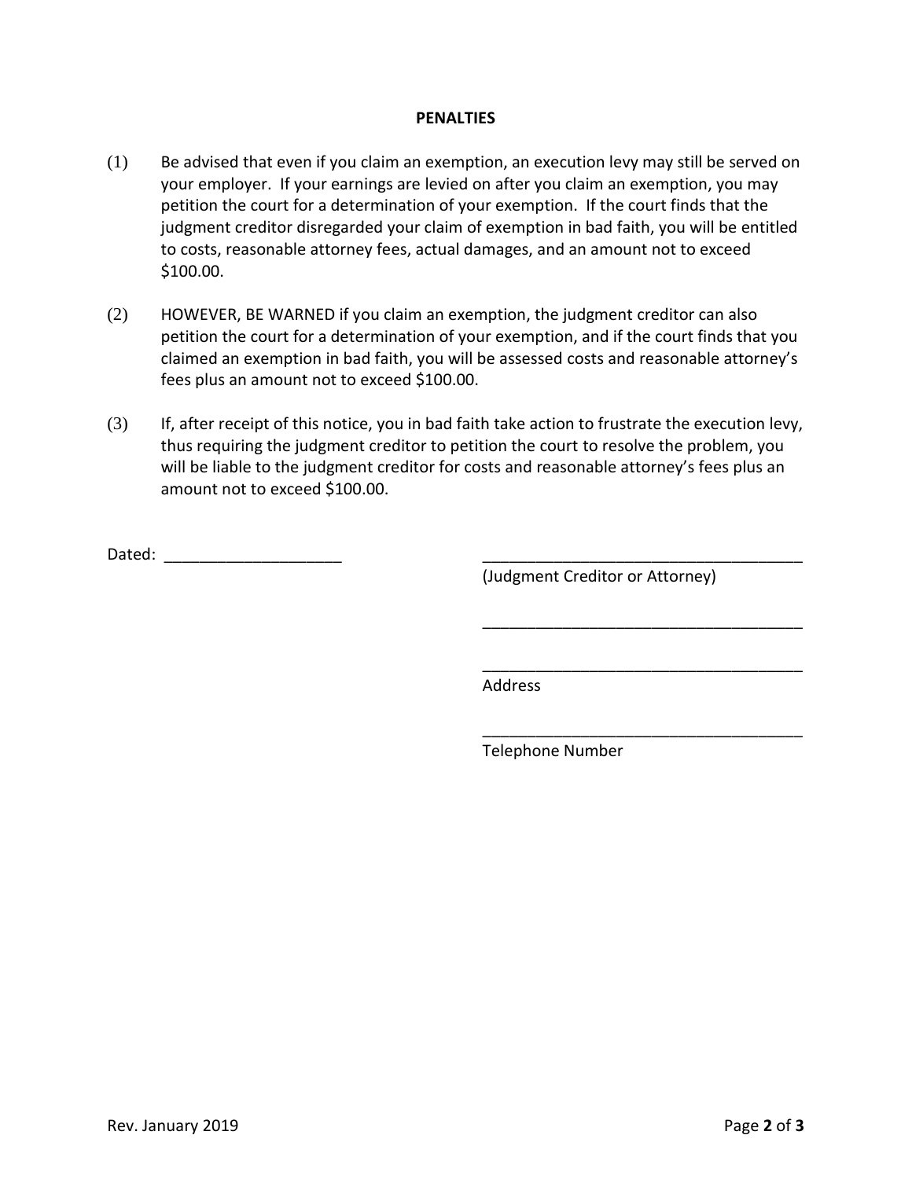**PENALTIES**

(1) Be advised that even if you claim an exemption, an execution levy may still be served on your employer. If your earnings are levied on after you claim an exemption, you may petition the court for a determination of your exemption. If the court finds that the judgment creditor disregarded your claim of exemption in bad faith, you will be entitled to costs, reasonable attorney fees, actual damages, and an amount not to exceed $100.00.

(2) HOWEVER, BE WARNED if you claim an exemption, the judgment creditor can also petition the court for a determination of your exemption, and if the court finds that you claimed an exemption in bad faith, you will be assessed costs and reasonable attorney's fees plus an amount not to exceed $100.00.

(3) If, after receipt of this notice, you in bad faith take action to frustrate the execution levy, thus requiring the judgment creditor to petition the court to resolve the problem, you will be liable to the judgment creditor for costs and reasonable attorney's fees plus an amount not to exceed $100.00.

Dated: ____________________

_____________________________________
(Judgment Creditor or Attorney)

_____________________________________

_____________________________________
Address

_____________________________________
Telephone Number

Rev. January 2019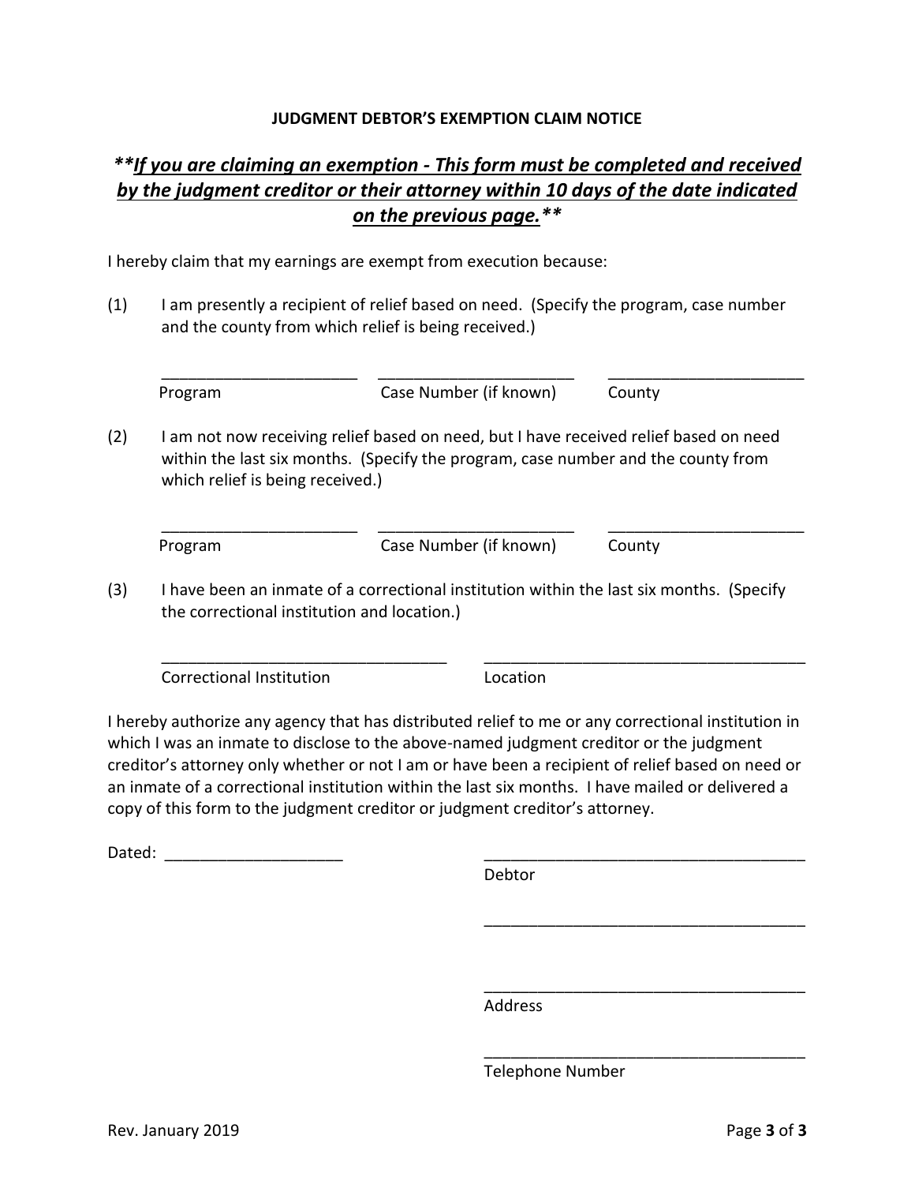**JUDGMENT DEBTOR'S EXEMPTION CLAIM NOTICE**

***\*\*<u>If you are claiming an exemption - This form must be completed and received by the judgment creditor or their attorney within 10 days of the date indicated on the previous page.</u>\*\****

I hereby claim that my earnings are exempt from execution because:

(1) I am presently a recipient of relief based on need. (Specify the program, case number and the county from which relief is being received.)

______________________ ______________________ ______________________
Program Case Number (if known) County

(2) I am not now receiving relief based on need, but I have received relief based on need within the last six months. (Specify the program, case number and the county from which relief is being received.)

______________________ ______________________ ______________________
Program Case Number (if known) County

(3) I have been an inmate of a correctional institution within the last six months. (Specify the correctional institution and location.)

________________________________ ____________________________________
Correctional Institution Location

I hereby authorize any agency that has distributed relief to me or any correctional institution in which I was an inmate to disclose to the above-named judgment creditor or the judgment creditor's attorney only whether or not I am or have been a recipient of relief based on need or an inmate of a correctional institution within the last six months. I have mailed or delivered a copy of this form to the judgment creditor or judgment creditor's attorney.

Dated: ___________________ ____________________________________
Debtor

____________________________________

____________________________________
Address

____________________________________
Telephone Number

Rev. January 2019